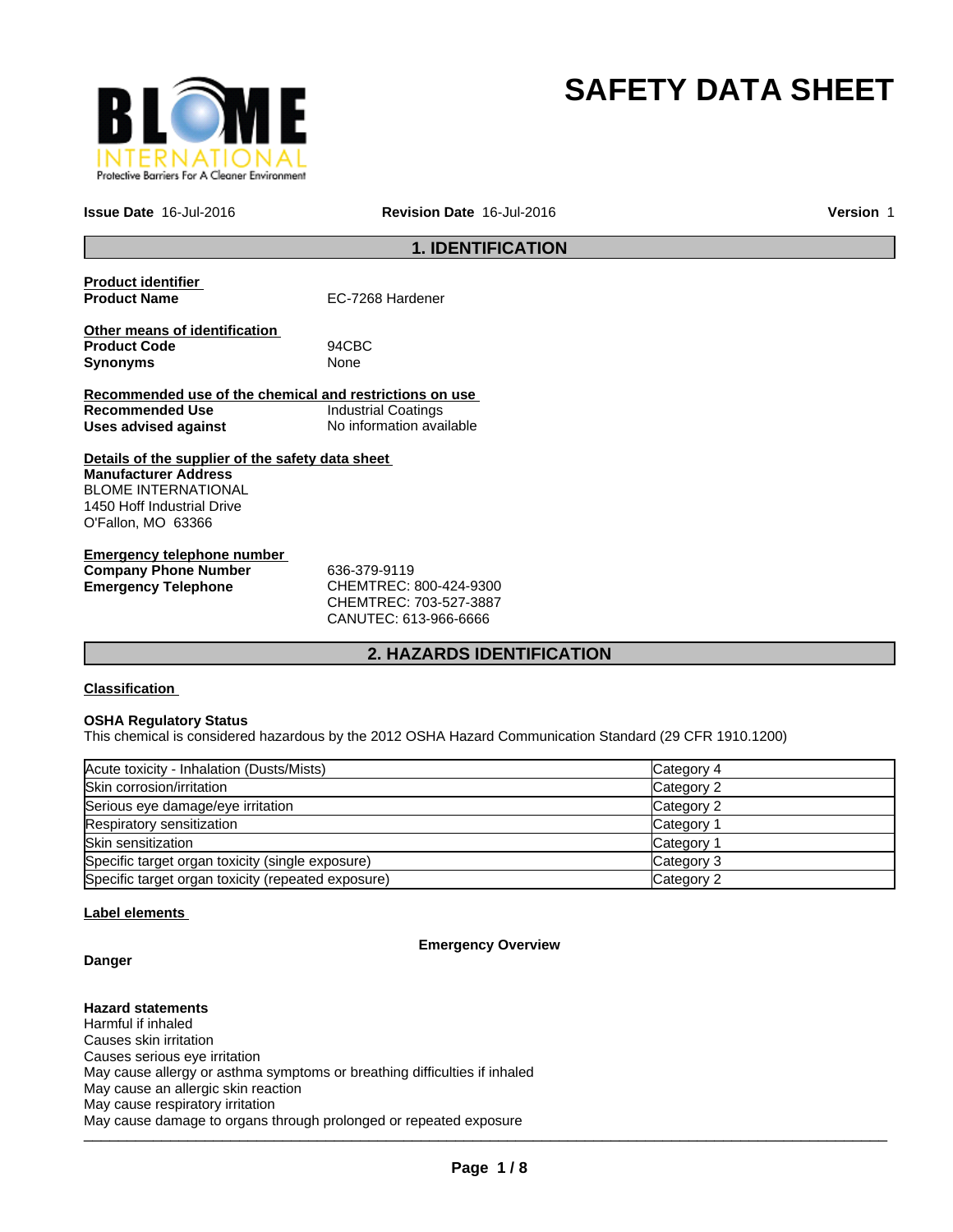# SAFETY DATA SHEET

**Issue Date** 16-Jul-2016 **Revision Date** 16-Jul-2016 **Version** 1

## 1. IDENTIFICATION

**Product identifier**

**Product Name** EC-7268 Hardener

**Other means of identification**

**Product Code** 94CBC

**Synonyms** None

**Recommended use of the chemical and restrictions on use**

**Recommended Use** Industrial Coatings

**Uses advised against** No information available

**Details of the supplier of the safety data sheet**

**Manufacturer Address**
BLOME INTERNATIONAL
1450 Hoff Industrial Drive
O'Fallon, MO 63366

**Emergency telephone number**

**Company Phone Number** 636-379-9119

**Emergency Telephone** CHEMTREC: 800-424-9300
CHEMTREC: 703-527-3887
CANUTEC: 613-966-6666

## 2. HAZARDS IDENTIFICATION

**Classification**

**OSHA Regulatory Status**
This chemical is considered hazardous by the 2012 OSHA Hazard Communication Standard (29 CFR 1910.1200)

| Hazard | Category |
|---|---|
| Acute toxicity - Inhalation (Dusts/Mists) | Category 4 |
| Skin corrosion/irritation | Category 2 |
| Serious eye damage/eye irritation | Category 2 |
| Respiratory sensitization | Category 1 |
| Skin sensitization | Category 1 |
| Specific target organ toxicity (single exposure) | Category 3 |
| Specific target organ toxicity (repeated exposure) | Category 2 |

**Label elements**

**Emergency Overview**

**Danger**

**Hazard statements**
Harmful if inhaled
Causes skin irritation
Causes serious eye irritation
May cause allergy or asthma symptoms or breathing difficulties if inhaled
May cause an allergic skin reaction
May cause respiratory irritation
May cause damage to organs through prolonged or repeated exposure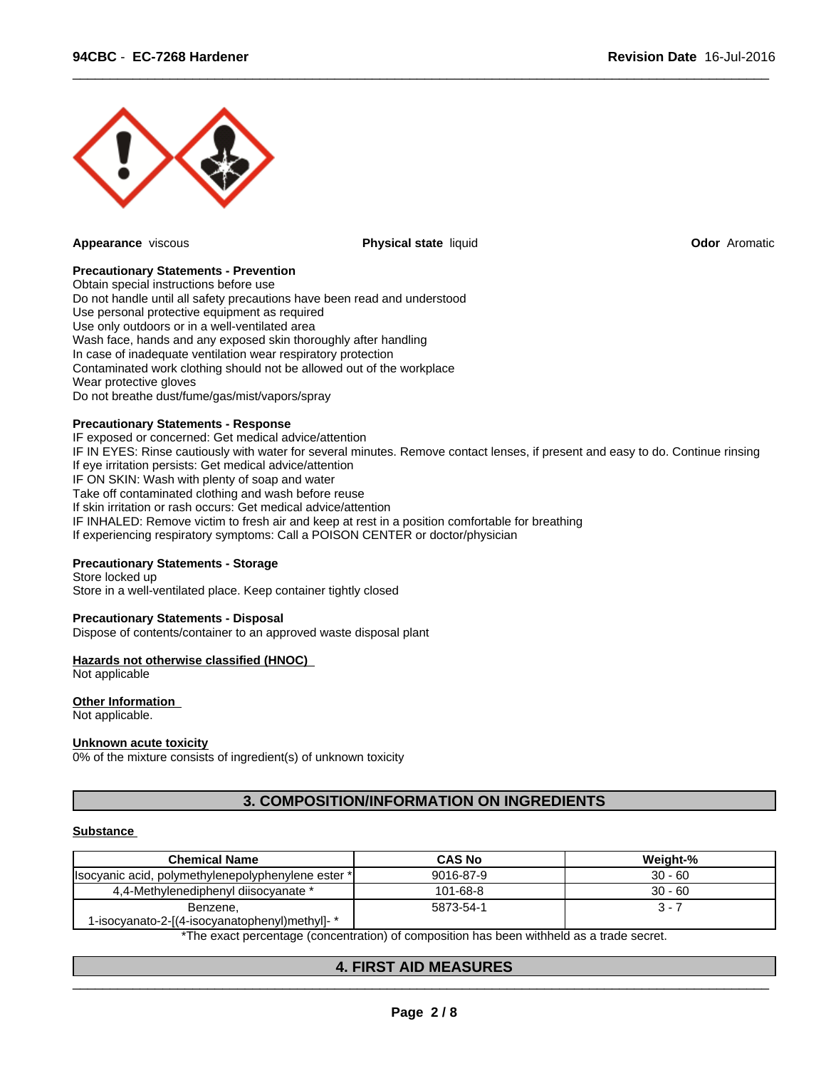**Appearance** viscous

**Physical state** liquid

**Odor** Aromatic

**Precautionary Statements - Prevention**

Obtain special instructions before use
Do not handle until all safety precautions have been read and understood
Use personal protective equipment as required
Use only outdoors or in a well-ventilated area
Wash face, hands and any exposed skin thoroughly after handling
In case of inadequate ventilation wear respiratory protection
Contaminated work clothing should not be allowed out of the workplace
Wear protective gloves
Do not breathe dust/fume/gas/mist/vapors/spray

**Precautionary Statements - Response**

IF exposed or concerned: Get medical advice/attention
IF IN EYES: Rinse cautiously with water for several minutes. Remove contact lenses, if present and easy to do. Continue rinsing
If eye irritation persists: Get medical advice/attention
IF ON SKIN: Wash with plenty of soap and water
Take off contaminated clothing and wash before reuse
If skin irritation or rash occurs: Get medical advice/attention
IF INHALED: Remove victim to fresh air and keep at rest in a position comfortable for breathing
If experiencing respiratory symptoms: Call a POISON CENTER or doctor/physician

**Precautionary Statements - Storage**

Store locked up
Store in a well-ventilated place. Keep container tightly closed

**Precautionary Statements - Disposal**

Dispose of contents/container to an approved waste disposal plant

**Hazards not otherwise classified (HNOC)**

Not applicable

**Other Information**

Not applicable.

**Unknown acute toxicity**

0% of the mixture consists of ingredient(s) of unknown toxicity

## 3. COMPOSITION/INFORMATION ON INGREDIENTS

**Substance**

| Chemical Name | CAS No | Weight-% |
|---|---|---|
| Isocyanic acid, polymethylenepolyphenylene ester * | 9016-87-9 | 30 - 60 |
| 4,4-Methylenediphenyl diisocyanate * | 101-68-8 | 30 - 60 |
| Benzene, 1-isocyanato-2-[(4-isocyanatophenyl)methyl]- * | 5873-54-1 | 3 - 7 |

*The exact percentage (concentration) of composition has been withheld as a trade secret.

## 4. FIRST AID MEASURES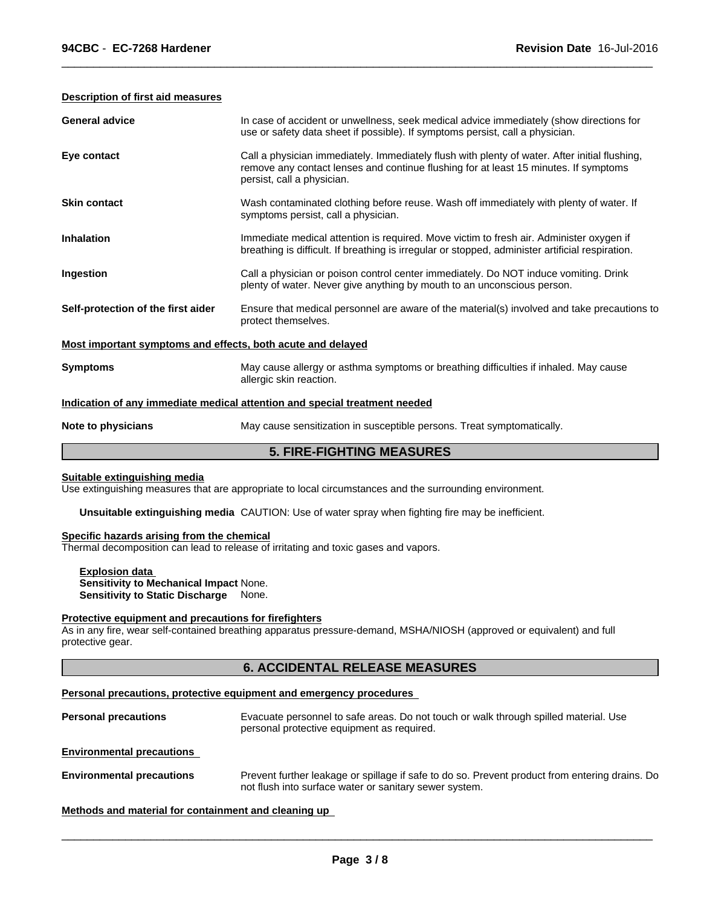**Description of first aid measures**

| | |
|---|---|
| **General advice** | In case of accident or unwellness, seek medical advice immediately (show directions for use or safety data sheet if possible). If symptoms persist, call a physician. |
| **Eye contact** | Call a physician immediately. Immediately flush with plenty of water. After initial flushing, remove any contact lenses and continue flushing for at least 15 minutes. If symptoms persist, call a physician. |
| **Skin contact** | Wash contaminated clothing before reuse. Wash off immediately with plenty of water. If symptoms persist, call a physician. |
| **Inhalation** | Immediate medical attention is required. Move victim to fresh air. Administer oxygen if breathing is difficult. If breathing is irregular or stopped, administer artificial respiration. |
| **Ingestion** | Call a physician or poison control center immediately. Do NOT induce vomiting. Drink plenty of water. Never give anything by mouth to an unconscious person. |
| **Self-protection of the first aider** | Ensure that medical personnel are aware of the material(s) involved and take precautions to protect themselves. |

**Most important symptoms and effects, both acute and delayed**

| | |
|---|---|
| **Symptoms** | May cause allergy or asthma symptoms or breathing difficulties if inhaled. May cause allergic skin reaction. |

**Indication of any immediate medical attention and special treatment needed**

| | |
|---|---|
| **Note to physicians** | May cause sensitization in susceptible persons. Treat symptomatically. |

## 5. FIRE-FIGHTING MEASURES

**Suitable extinguishing media**

Use extinguishing measures that are appropriate to local circumstances and the surrounding environment.

**Unsuitable extinguishing media** CAUTION: Use of water spray when fighting fire may be inefficient.

**Specific hazards arising from the chemical**

Thermal decomposition can lead to release of irritating and toxic gases and vapors.

**Explosion data**

**Sensitivity to Mechanical Impact** None.

**Sensitivity to Static Discharge** None.

**Protective equipment and precautions for firefighters**

As in any fire, wear self-contained breathing apparatus pressure-demand, MSHA/NIOSH (approved or equivalent) and full protective gear.

## 6. ACCIDENTAL RELEASE MEASURES

**Personal precautions, protective equipment and emergency procedures**

| | |
|---|---|
| **Personal precautions** | Evacuate personnel to safe areas. Do not touch or walk through spilled material. Use personal protective equipment as required. |

**Environmental precautions**

| | |
|---|---|
| **Environmental precautions** | Prevent further leakage or spillage if safe to do so. Prevent product from entering drains. Do not flush into surface water or sanitary sewer system. |

**Methods and material for containment and cleaning up**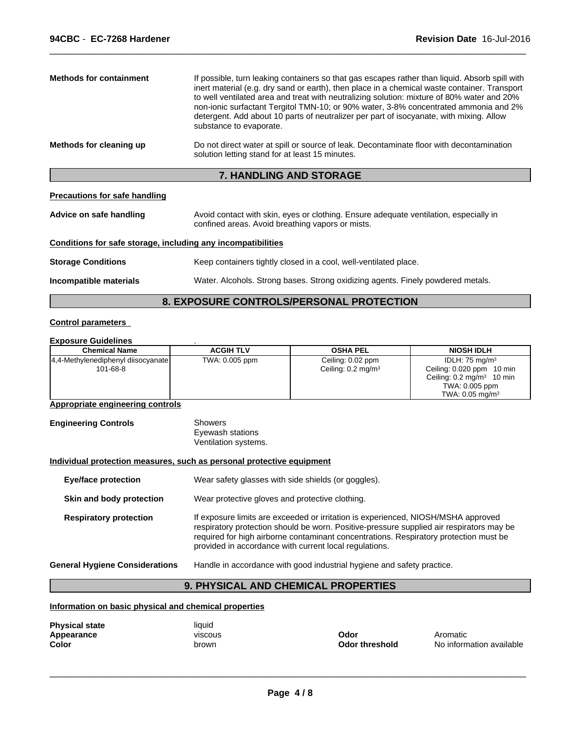**Methods for containment** If possible, turn leaking containers so that gas escapes rather than liquid. Absorb spill with inert material (e.g. dry sand or earth), then place in a chemical waste container. Transport to well ventilated area and treat with neutralizing solution: mixture of 80% water and 20% non-ionic surfactant Tergitol TMN-10; or 90% water, 3-8% concentrated ammonia and 2% detergent. Add about 10 parts of neutralizer per part of isocyanate, with mixing. Allow substance to evaporate.

**Methods for cleaning up** Do not direct water at spill or source of leak. Decontaminate floor with decontamination solution letting stand for at least 15 minutes.

## 7. HANDLING AND STORAGE

**Precautions for safe handling**

**Advice on safe handling** Avoid contact with skin, eyes or clothing. Ensure adequate ventilation, especially in confined areas. Avoid breathing vapors or mists.

**Conditions for safe storage, including any incompatibilities**

**Storage Conditions** Keep containers tightly closed in a cool, well-ventilated place.

**Incompatible materials** Water. Alcohols. Strong bases. Strong oxidizing agents. Finely powdered metals.

## 8. EXPOSURE CONTROLS/PERSONAL PROTECTION

**Control parameters**

**Exposure Guidelines** .

| Chemical Name | ACGIH TLV | OSHA PEL | NIOSH IDLH |
|---|---|---|---|
| 4,4-Methylenediphenyl diisocyanate<br>101-68-8 | TWA: 0.005 ppm | Ceiling: 0.02 ppm<br>Ceiling: 0.2 mg/m³ | IDLH: 75 mg/m³<br>Ceiling: 0.020 ppm 10 min<br>Ceiling: 0.2 mg/m³ 10 min<br>TWA: 0.005 ppm<br>TWA: 0.05 mg/m³ |

**Appropriate engineering controls**

**Engineering Controls** Showers
Eyewash stations
Ventilation systems.

**Individual protection measures, such as personal protective equipment**

**Eye/face protection** Wear safety glasses with side shields (or goggles).

**Skin and body protection** Wear protective gloves and protective clothing.

**Respiratory protection** If exposure limits are exceeded or irritation is experienced, NIOSH/MSHA approved respiratory protection should be worn. Positive-pressure supplied air respirators may be required for high airborne contaminant concentrations. Respiratory protection must be provided in accordance with current local regulations.

**General Hygiene Considerations** Handle in accordance with good industrial hygiene and safety practice.

## 9. PHYSICAL AND CHEMICAL PROPERTIES

**Information on basic physical and chemical properties**

**Physical state** liquid
**Appearance** viscous
**Color** brown
**Odor** Aromatic
**Odor threshold** No information available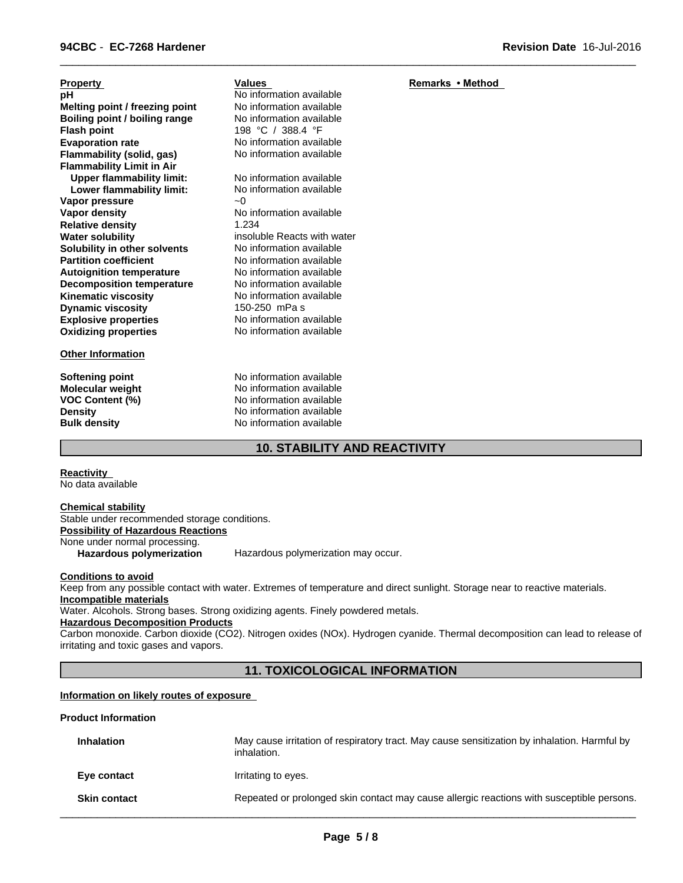| Property | Values | Remarks • Method |
|---|---|---|
| **pH** | No information available | |
| **Melting point / freezing point** | No information available | |
| **Boiling point / boiling range** | No information available | |
| **Flash point** | 198 °C / 388.4 °F | |
| **Evaporation rate** | No information available | |
| **Flammability (solid, gas)** | No information available | |
| **Flammability Limit in Air** | | |
| **Upper flammability limit:** | No information available | |
| **Lower flammability limit:** | No information available | |
| **Vapor pressure** | ~0 | |
| **Vapor density** | No information available | |
| **Relative density** | 1.234 | |
| **Water solubility** | insoluble Reacts with water | |
| **Solubility in other solvents** | No information available | |
| **Partition coefficient** | No information available | |
| **Autoignition temperature** | No information available | |
| **Decomposition temperature** | No information available | |
| **Kinematic viscosity** | No information available | |
| **Dynamic viscosity** | 150-250 mPa s | |
| **Explosive properties** | No information available | |
| **Oxidizing properties** | No information available | |

**Other Information**

| | |
|---|---|
| **Softening point** | No information available |
| **Molecular weight** | No information available |
| **VOC Content (%)** | No information available |
| **Density** | No information available |
| **Bulk density** | No information available |

## 10. STABILITY AND REACTIVITY

**Reactivity**

No data available

**Chemical stability**

Stable under recommended storage conditions.

**Possibility of Hazardous Reactions**

None under normal processing.

**Hazardous polymerization** Hazardous polymerization may occur.

**Conditions to avoid**

Keep from any possible contact with water. Extremes of temperature and direct sunlight. Storage near to reactive materials.

**Incompatible materials**

Water. Alcohols. Strong bases. Strong oxidizing agents. Finely powdered metals.

**Hazardous Decomposition Products**

Carbon monoxide. Carbon dioxide ($CO_2$). Nitrogen oxides ($NO_x$). Hydrogen cyanide. Thermal decomposition can lead to release of irritating and toxic gases and vapors.

## 11. TOXICOLOGICAL INFORMATION

**Information on likely routes of exposure**

**Product Information**

| | |
|---|---|
| **Inhalation** | May cause irritation of respiratory tract. May cause sensitization by inhalation. Harmful by inhalation. |
| **Eye contact** | Irritating to eyes. |
| **Skin contact** | Repeated or prolonged skin contact may cause allergic reactions with susceptible persons. |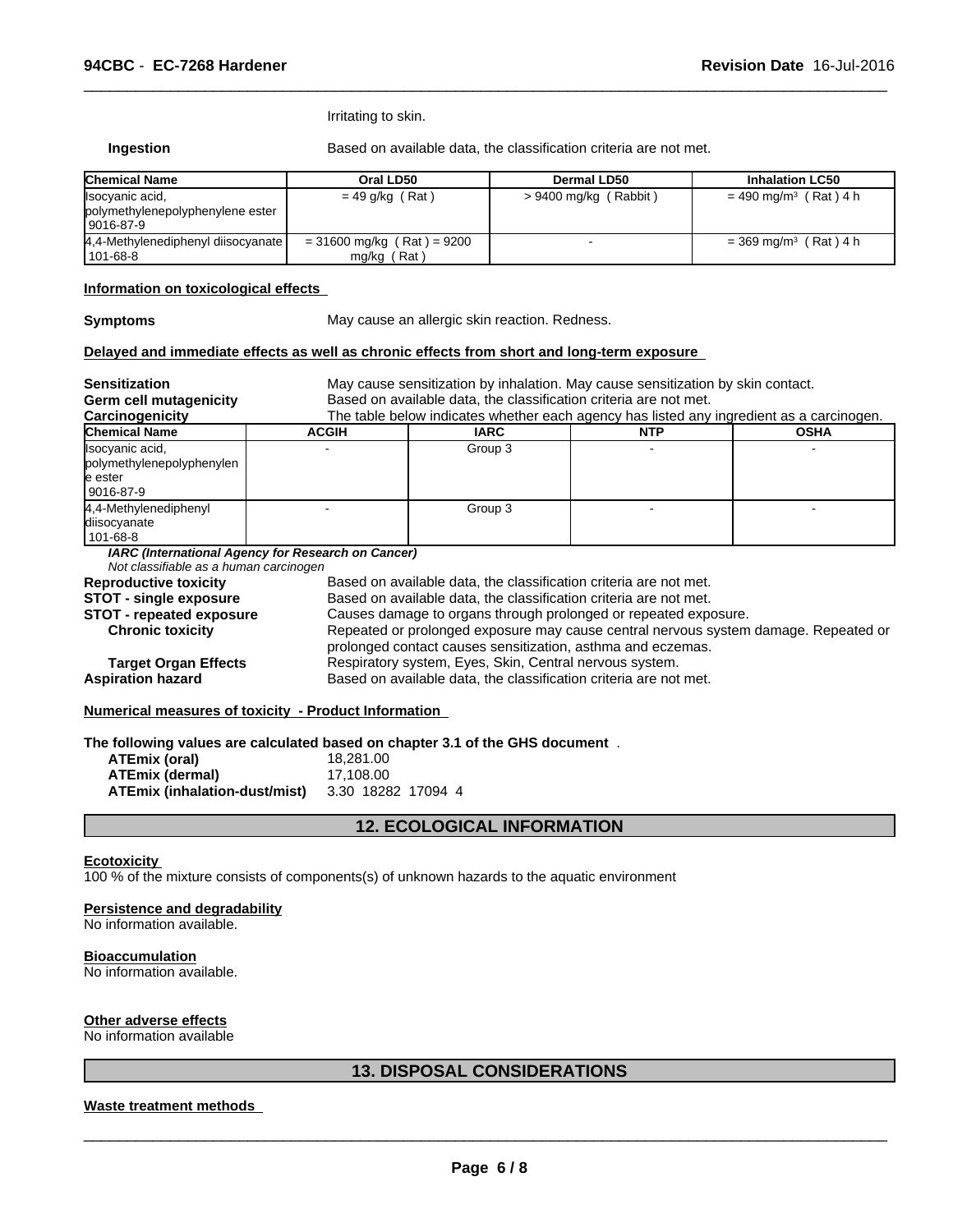Irritating to skin.

**Ingestion** Based on available data, the classification criteria are not met.

| Chemical Name | Oral LD50 | Dermal LD50 | Inhalation LC50 |
| --- | --- | --- | --- |
| Isocyanic acid, polymethylenepolyphenylene ester 9016-87-9 | = 49 g/kg ( Rat ) | > 9400 mg/kg ( Rabbit ) | = 490 mg/m$^3$ ( Rat ) 4 h |
| 4,4-Methylenediphenyl diisocyanate 101-68-8 | = 31600 mg/kg ( Rat ) = 9200 mg/kg ( Rat ) | - | = 369 mg/m$^3$ ( Rat ) 4 h |

**Information on toxicological effects**

**Symptoms** May cause an allergic skin reaction. Redness.

**Delayed and immediate effects as well as chronic effects from short and long-term exposure**

**Sensitization** May cause sensitization by inhalation. May cause sensitization by skin contact.
**Germ cell mutagenicity** Based on available data, the classification criteria are not met.
**Carcinogenicity** The table below indicates whether each agency has listed any ingredient as a carcinogen.

| Chemical Name | ACGIH | IARC | NTP | OSHA |
| --- | --- | --- | --- | --- |
| Isocyanic acid, polymethylenepolyphenylene ester 9016-87-9 | - | Group 3 | - | - |
| 4,4-Methylenediphenyl diisocyanate 101-68-8 | - | Group 3 | - | - |

***IARC (International Agency for Research on Cancer)***
*Not classifiable as a human carcinogen*

**Reproductive toxicity** Based on available data, the classification criteria are not met.
**STOT - single exposure** Based on available data, the classification criteria are not met.
**STOT - repeated exposure** Causes damage to organs through prolonged or repeated exposure.
**Chronic toxicity** Repeated or prolonged exposure may cause central nervous system damage. Repeated or prolonged contact causes sensitization, asthma and eczemas.
**Target Organ Effects** Respiratory system, Eyes, Skin, Central nervous system.
**Aspiration hazard** Based on available data, the classification criteria are not met.

**Numerical measures of toxicity - Product Information**

**The following values are calculated based on chapter 3.1 of the GHS document** .

**ATEmix (oral)** 18,281.00
**ATEmix (dermal)** 17,108.00
**ATEmix (inhalation-dust/mist)** 3.30 18282 17094 4

## 12. ECOLOGICAL INFORMATION

**Ecotoxicity**
100 % of the mixture consists of components(s) of unknown hazards to the aquatic environment

**Persistence and degradability**
No information available.

**Bioaccumulation**
No information available.

**Other adverse effects**
No information available

## 13. DISPOSAL CONSIDERATIONS

**Waste treatment methods**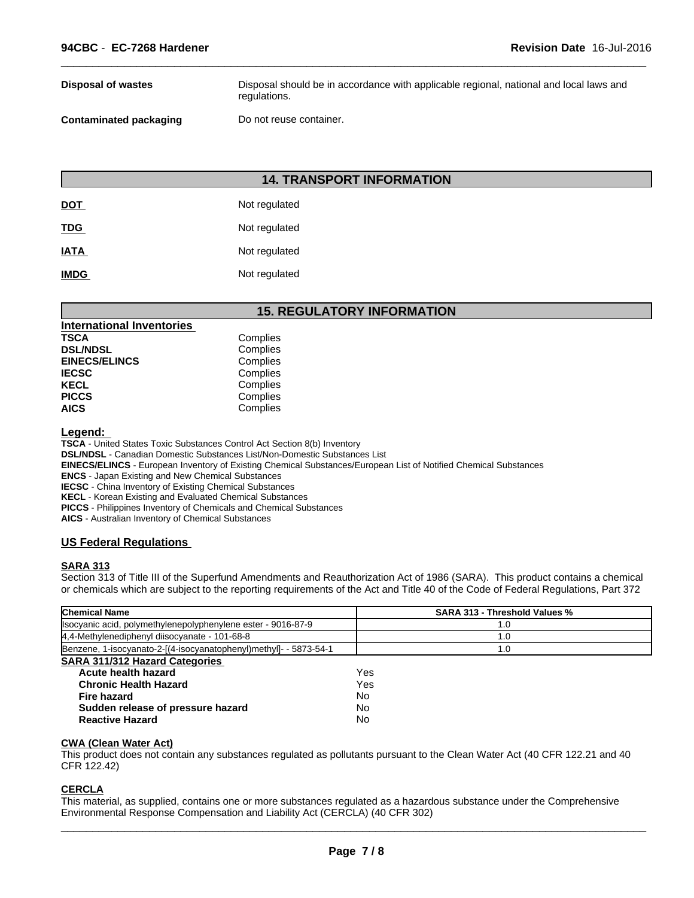| | |
|---|---|
| **Disposal of wastes** | Disposal should be in accordance with applicable regional, national and local laws and regulations. |
| **Contaminated packaging** | Do not reuse container. |

## 14. TRANSPORT INFORMATION

| | |
|---|---|
| **DOT** | Not regulated |
| **TDG** | Not regulated |
| **IATA** | Not regulated |
| **IMDG** | Not regulated |

## 15. REGULATORY INFORMATION

### International Inventories

| | |
|---|---|
| **TSCA** | Complies |
| **DSL/NDSL** | Complies |
| **EINECS/ELINCS** | Complies |
| **IECSC** | Complies |
| **KECL** | Complies |
| **PICCS** | Complies |
| **AICS** | Complies |

**Legend:**

**TSCA** - United States Toxic Substances Control Act Section 8(b) Inventory
**DSL/NDSL** - Canadian Domestic Substances List/Non-Domestic Substances List
**EINECS/ELINCS** - European Inventory of Existing Chemical Substances/European List of Notified Chemical Substances
**ENCS** - Japan Existing and New Chemical Substances
**IECSC** - China Inventory of Existing Chemical Substances
**KECL** - Korean Existing and Evaluated Chemical Substances
**PICCS** - Philippines Inventory of Chemicals and Chemical Substances
**AICS** - Australian Inventory of Chemical Substances

### US Federal Regulations

**SARA 313**

Section 313 of Title III of the Superfund Amendments and Reauthorization Act of 1986 (SARA). This product contains a chemical or chemicals which are subject to the reporting requirements of the Act and Title 40 of the Code of Federal Regulations, Part 372

| Chemical Name | SARA 313 - Threshold Values % |
|---|---|
| Isocyanic acid, polymethylenepolyphenylene ester - 9016-87-9 | 1.0 |
| 4,4-Methylenediphenyl diisocyanate - 101-68-8 | 1.0 |
| Benzene, 1-isocyanato-2-[(4-isocyanatophenyl)methyl]- - 5873-54-1 | 1.0 |

**SARA 311/312 Hazard Categories**

| | |
|---|---|
| **Acute health hazard** | Yes |
| **Chronic Health Hazard** | Yes |
| **Fire hazard** | No |
| **Sudden release of pressure hazard** | No |
| **Reactive Hazard** | No |

**CWA (Clean Water Act)**

This product does not contain any substances regulated as pollutants pursuant to the Clean Water Act (40 CFR 122.21 and 40 CFR 122.42)

**CERCLA**

This material, as supplied, contains one or more substances regulated as a hazardous substance under the Comprehensive Environmental Response Compensation and Liability Act (CERCLA) (40 CFR 302)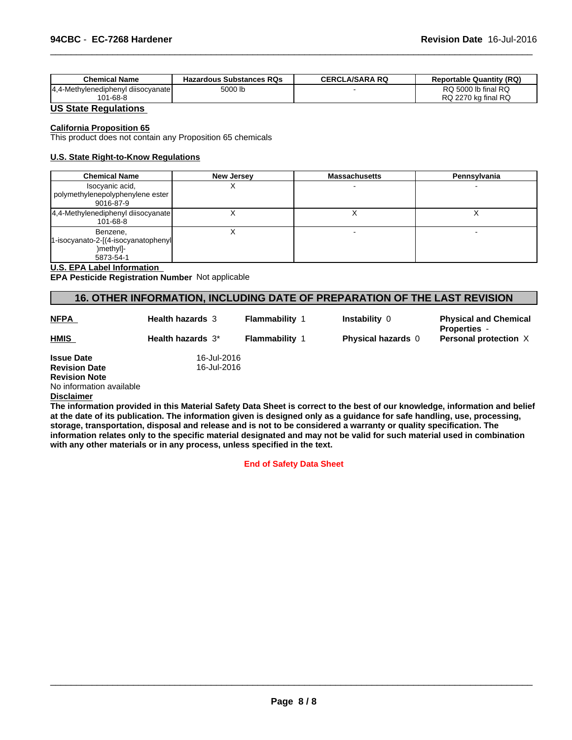| Chemical Name | Hazardous Substances RQs | CERCLA/SARA RQ | Reportable Quantity (RQ) |
|---|---|---|---|
| 4,4-Methylenediphenyl diisocyanate<br>101-68-8 | 5000 lb | - | RQ 5000 lb final RQ<br>RQ 2270 kg final RQ |

## US State Regulations

### California Proposition 65

This product does not contain any Proposition 65 chemicals

### U.S. State Right-to-Know Regulations

| Chemical Name | New Jersey | Massachusetts | Pennsylvania |
|---|---|---|---|
| Isocyanic acid, polymethylenepolyphenylene ester<br>9016-87-9 | X | - | - |
| 4,4-Methylenediphenyl diisocyanate<br>101-68-8 | X | X | X |
| Benzene, 1-isocyanato-2-[(4-isocyanatophenyl)methyl]-<br>5873-54-1 | X | - | - |

### U.S. EPA Label Information

**EPA Pesticide Registration Number** Not applicable

## 16. OTHER INFORMATION, INCLUDING DATE OF PREPARATION OF THE LAST REVISION

| | | | | |
|---|---|---|---|---|
| **NFPA** | **Health hazards** 3 | **Flammability** 1 | **Instability** 0 | **Physical and Chemical Properties** - |
| **HMIS** | **Health hazards** 3* | **Flammability** 1 | **Physical hazards** 0 | **Personal protection** X |

**Issue Date** 16-Jul-2016
**Revision Date** 16-Jul-2016
**Revision Note**
No information available

**Disclaimer**

**The information provided in this Material Safety Data Sheet is correct to the best of our knowledge, information and belief at the date of its publication. The information given is designed only as a guidance for safe handling, use, processing, storage, transportation, disposal and release and is not to be considered a warranty or quality specification. The information relates only to the specific material designated and may not be valid for such material used in combination with any other materials or in any process, unless specified in the text.**

**End of Safety Data Sheet**